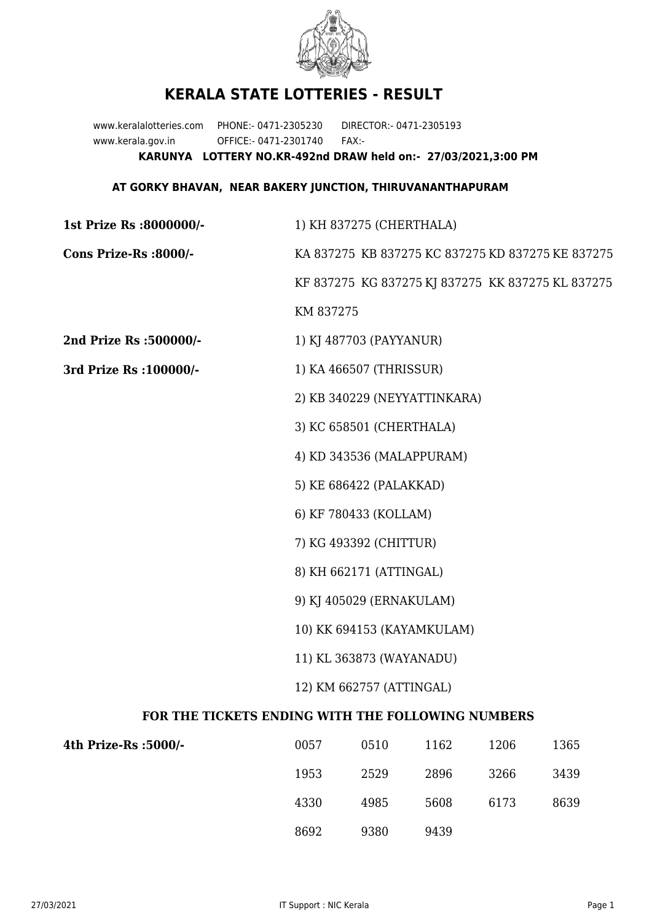# KERALA STATE LOTTERIES - RESULT

www.keralalotteries.com PHONE:- 0471-2305230 DIRECTOR:- 0471-2305193
www.kerala.gov.in OFFICE:- 0471-2301740 FAX:-

**KARUNYA LOTTERY NO.KR-492nd DRAW held on:- 27/03/2021,3:00 PM**

**AT GORKY BHAVAN, NEAR BAKERY JUNCTION, THIRUVANANTHAPURAM**

**1st Prize Rs :8000000/-** 1) KH 837275 (CHERTHALA)

**Cons Prize-Rs :8000/-** KA 837275 KB 837275 KC 837275 KD 837275 KE 837275 KF 837275 KG 837275 KJ 837275 KK 837275 KL 837275 KM 837275

**2nd Prize Rs :500000/-** 1) KJ 487703 (PAYYANUR)

**3rd Prize Rs :100000/-**

1) KA 466507 (THRISSUR)
2) KB 340229 (NEYYATTINKARA)
3) KC 658501 (CHERTHALA)
4) KD 343536 (MALAPPURAM)
5) KE 686422 (PALAKKAD)
6) KF 780433 (KOLLAM)
7) KG 493392 (CHITTUR)
8) KH 662171 (ATTINGAL)
9) KJ 405029 (ERNAKULAM)
10) KK 694153 (KAYAMKULAM)
11) KL 363873 (WAYANADU)
12) KM 662757 (ATTINGAL)

### FOR THE TICKETS ENDING WITH THE FOLLOWING NUMBERS

**4th Prize-Rs :5000/-**

| | | | | |
|---|---|---|---|---|
| 0057 | 0510 | 1162 | 1206 | 1365 |
| 1953 | 2529 | 2896 | 3266 | 3439 |
| 4330 | 4985 | 5608 | 6173 | 8639 |
| 8692 | 9380 | 9439 | | |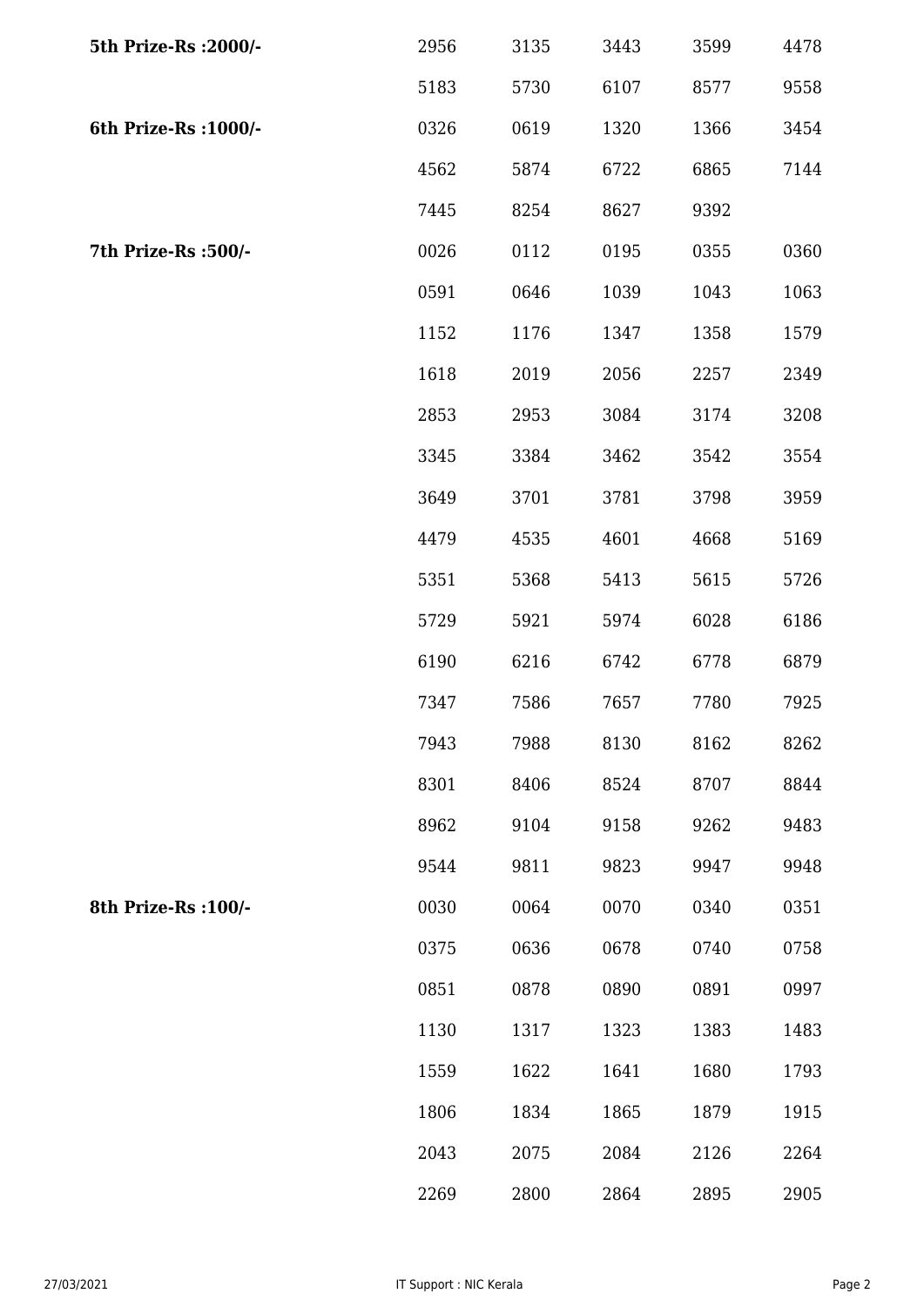| | | | | | |
|---|---|---|---|---|---|
| **5th Prize-Rs :2000/-** | 2956 | 3135 | 3443 | 3599 | 4478 |
| | 5183 | 5730 | 6107 | 8577 | 9558 |
| **6th Prize-Rs :1000/-** | 0326 | 0619 | 1320 | 1366 | 3454 |
| | 4562 | 5874 | 6722 | 6865 | 7144 |
| | 7445 | 8254 | 8627 | 9392 | |
| **7th Prize-Rs :500/-** | 0026 | 0112 | 0195 | 0355 | 0360 |
| | 0591 | 0646 | 1039 | 1043 | 1063 |
| | 1152 | 1176 | 1347 | 1358 | 1579 |
| | 1618 | 2019 | 2056 | 2257 | 2349 |
| | 2853 | 2953 | 3084 | 3174 | 3208 |
| | 3345 | 3384 | 3462 | 3542 | 3554 |
| | 3649 | 3701 | 3781 | 3798 | 3959 |
| | 4479 | 4535 | 4601 | 4668 | 5169 |
| | 5351 | 5368 | 5413 | 5615 | 5726 |
| | 5729 | 5921 | 5974 | 6028 | 6186 |
| | 6190 | 6216 | 6742 | 6778 | 6879 |
| | 7347 | 7586 | 7657 | 7780 | 7925 |
| | 7943 | 7988 | 8130 | 8162 | 8262 |
| | 8301 | 8406 | 8524 | 8707 | 8844 |
| | 8962 | 9104 | 9158 | 9262 | 9483 |
| | 9544 | 9811 | 9823 | 9947 | 9948 |
| **8th Prize-Rs :100/-** | 0030 | 0064 | 0070 | 0340 | 0351 |
| | 0375 | 0636 | 0678 | 0740 | 0758 |
| | 0851 | 0878 | 0890 | 0891 | 0997 |
| | 1130 | 1317 | 1323 | 1383 | 1483 |
| | 1559 | 1622 | 1641 | 1680 | 1793 |
| | 1806 | 1834 | 1865 | 1879 | 1915 |
| | 2043 | 2075 | 2084 | 2126 | 2264 |
| | 2269 | 2800 | 2864 | 2895 | 2905 |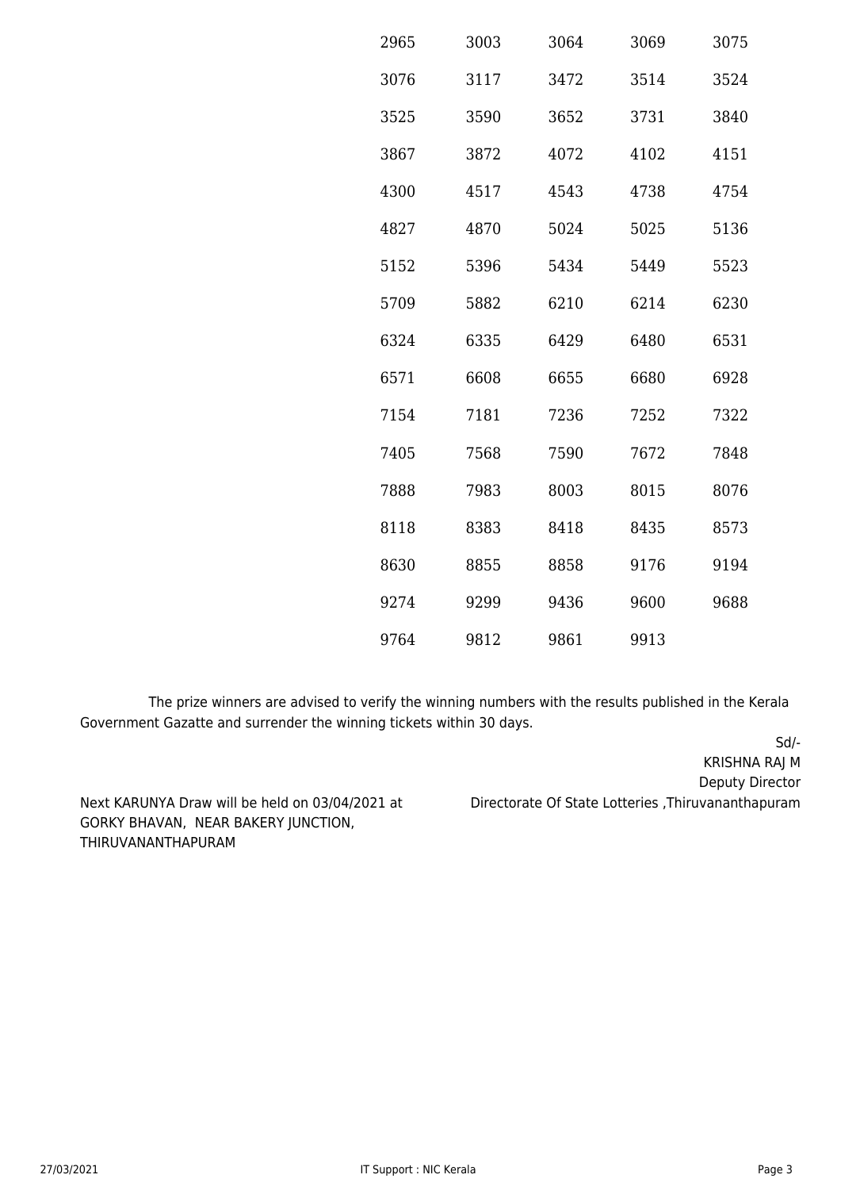| | | | | |
|---|---|---|---|---|
| 2965 | 3003 | 3064 | 3069 | 3075 |
| 3076 | 3117 | 3472 | 3514 | 3524 |
| 3525 | 3590 | 3652 | 3731 | 3840 |
| 3867 | 3872 | 4072 | 4102 | 4151 |
| 4300 | 4517 | 4543 | 4738 | 4754 |
| 4827 | 4870 | 5024 | 5025 | 5136 |
| 5152 | 5396 | 5434 | 5449 | 5523 |
| 5709 | 5882 | 6210 | 6214 | 6230 |
| 6324 | 6335 | 6429 | 6480 | 6531 |
| 6571 | 6608 | 6655 | 6680 | 6928 |
| 7154 | 7181 | 7236 | 7252 | 7322 |
| 7405 | 7568 | 7590 | 7672 | 7848 |
| 7888 | 7983 | 8003 | 8015 | 8076 |
| 8118 | 8383 | 8418 | 8435 | 8573 |
| 8630 | 8855 | 8858 | 9176 | 9194 |
| 9274 | 9299 | 9436 | 9600 | 9688 |
| 9764 | 9812 | 9861 | 9913 | |

The prize winners are advised to verify the winning numbers with the results published in the Kerala Government Gazatte and surrender the winning tickets within 30 days.

Sd/-
KRISHNA RAJ M
Deputy Director
Directorate Of State Lotteries ,Thiruvananthapuram

Next KARUNYA Draw will be held on 03/04/2021 at GORKY BHAVAN, NEAR BAKERY JUNCTION, THIRUVANANTHAPURAM